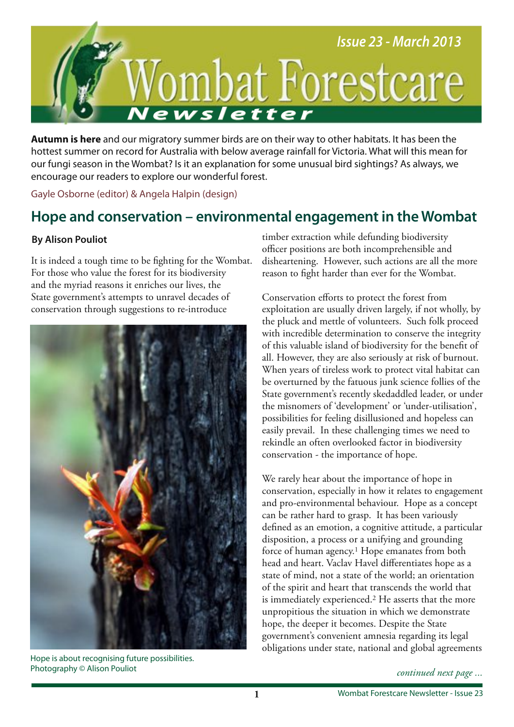# Wombat Forestcare Newsletter

*Issue 23 - March 2013*

**Autumn is here** and our migratory summer birds are on their way to other habitats. It has been the hottest summer on record for Australia with below average rainfall for Victoria. What will this mean for our fungi season in the Wombat? Is it an explanation for some unusual bird sightings? As always, we encourage our readers to explore our wonderful forest.

Gayle Osborne (editor) & Angela Halpin (design)

## Hope and conservation – environmental engagement in the Wombat

**By Alison Pouliot**

It is indeed a tough time to be fighting for the Wombat. For those who value the forest for its biodiversity and the myriad reasons it enriches our lives, the State government's attempts to unravel decades of conservation through suggestions to re-introduce timber extraction while defunding biodiversity officer positions are both incomprehensible and disheartening. However, such actions are all the more reason to fight harder than ever for the Wombat.

Hope is about recognising future possibilities. Photography © Alison Pouliot

Conservation efforts to protect the forest from exploitation are usually driven largely, if not wholly, by the pluck and mettle of volunteers. Such folk proceed with incredible determination to conserve the integrity of this valuable island of biodiversity for the benefit of all. However, they are also seriously at risk of burnout. When years of tireless work to protect vital habitat can be overturned by the fatuous junk science follies of the State government's recently skedaddled leader, or under the misnomers of 'development' or 'under-utilisation', possibilities for feeling disillusioned and hopeless can easily prevail. In these challenging times we need to rekindle an often overlooked factor in biodiversity conservation - the importance of hope.

We rarely hear about the importance of hope in conservation, especially in how it relates to engagement and pro-environmental behaviour. Hope as a concept can be rather hard to grasp. It has been variously defined as an emotion, a cognitive attitude, a particular disposition, a process or a unifying and grounding force of human agency.[1] Hope emanates from both head and heart. Vaclav Havel differentiates hope as a state of mind, not a state of the world; an orientation of the spirit and heart that transcends the world that is immediately experienced.[2] He asserts that the more unpropitious the situation in which we demonstrate hope, the deeper it becomes. Despite the State government's convenient amnesia regarding its legal obligations under state, national and global agreements

*continued next page ...*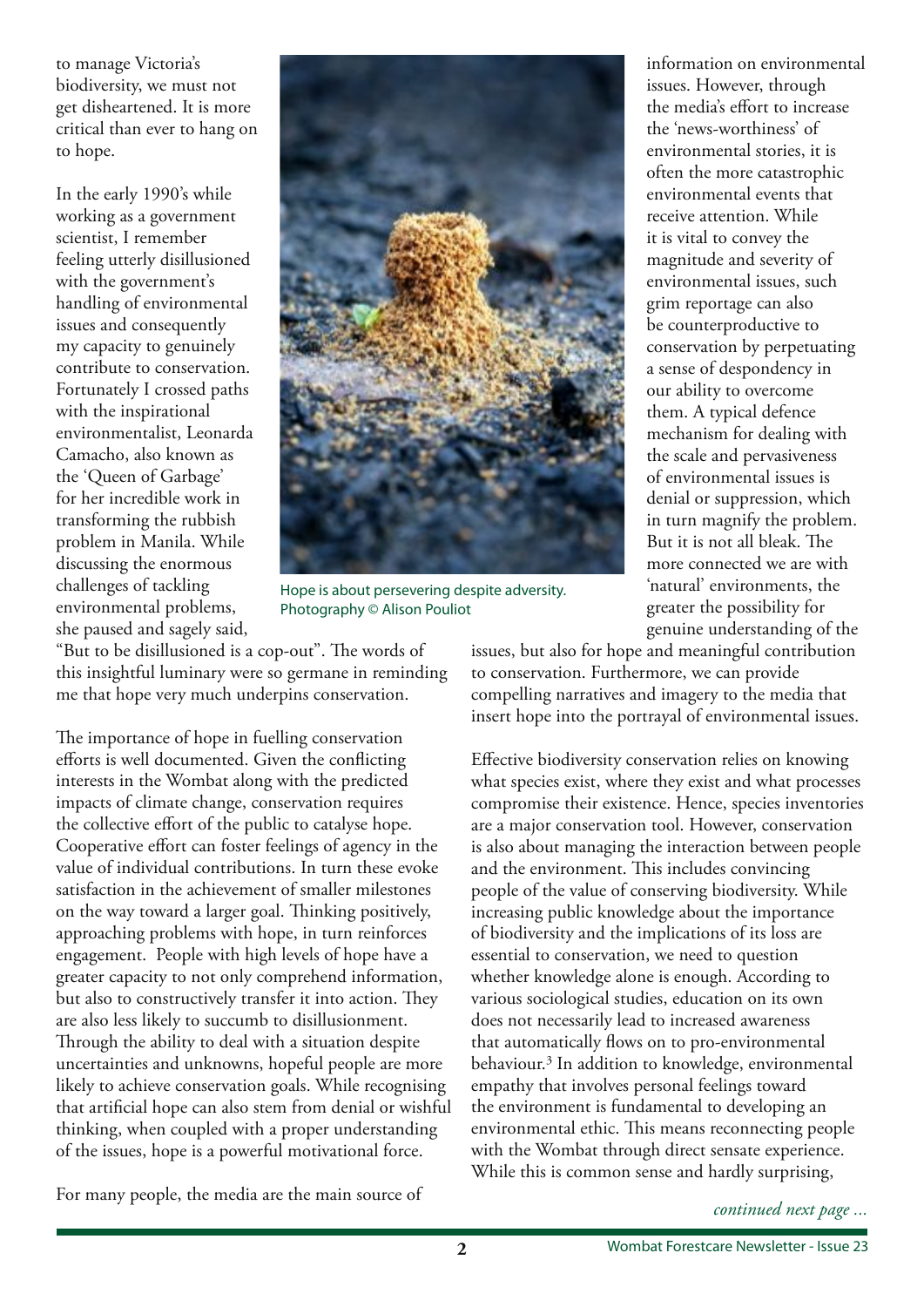to manage Victoria's biodiversity, we must not get disheartened. It is more critical than ever to hang on to hope.

In the early 1990's while working as a government scientist, I remember feeling utterly disillusioned with the government's handling of environmental issues and consequently my capacity to genuinely contribute to conservation. Fortunately I crossed paths with the inspirational environmentalist, Leonarda Camacho, also known as the 'Queen of Garbage' for her incredible work in transforming the rubbish problem in Manila. While discussing the enormous challenges of tackling environmental problems, she paused and sagely said, "But to be disillusioned is a cop-out". The words of this insightful luminary were so germane in reminding me that hope very much underpins conservation.

Hope is about persevering despite adversity. Photography © Alison Pouliot

The importance of hope in fuelling conservation efforts is well documented. Given the conflicting interests in the Wombat along with the predicted impacts of climate change, conservation requires the collective effort of the public to catalyse hope. Cooperative effort can foster feelings of agency in the value of individual contributions. In turn these evoke satisfaction in the achievement of smaller milestones on the way toward a larger goal. Thinking positively, approaching problems with hope, in turn reinforces engagement. People with high levels of hope have a greater capacity to not only comprehend information, but also to constructively transfer it into action. They are also less likely to succumb to disillusionment. Through the ability to deal with a situation despite uncertainties and unknowns, hopeful people are more likely to achieve conservation goals. While recognising that artificial hope can also stem from denial or wishful thinking, when coupled with a proper understanding of the issues, hope is a powerful motivational force.

For many people, the media are the main source of information on environmental issues. However, through the media's effort to increase the 'news-worthiness' of environmental stories, it is often the more catastrophic environmental events that receive attention. While it is vital to convey the magnitude and severity of environmental issues, such grim reportage can also be counterproductive to conservation by perpetuating a sense of despondency in our ability to overcome them. A typical defence mechanism for dealing with the scale and pervasiveness of environmental issues is denial or suppression, which in turn magnify the problem. But it is not all bleak. The more connected we are with 'natural' environments, the greater the possibility for genuine understanding of the issues, but also for hope and meaningful contribution to conservation. Furthermore, we can provide compelling narratives and imagery to the media that insert hope into the portrayal of environmental issues.

Effective biodiversity conservation relies on knowing what species exist, where they exist and what processes compromise their existence. Hence, species inventories are a major conservation tool. However, conservation is also about managing the interaction between people and the environment. This includes convincing people of the value of conserving biodiversity. While increasing public knowledge about the importance of biodiversity and the implications of its loss are essential to conservation, we need to question whether knowledge alone is enough. According to various sociological studies, education on its own does not necessarily lead to increased awareness that automatically flows on to pro-environmental behaviour.[3] In addition to knowledge, environmental empathy that involves personal feelings toward the environment is fundamental to developing an environmental ethic. This means reconnecting people with the Wombat through direct sensate experience. While this is common sense and hardly surprising,

*continued next page ...*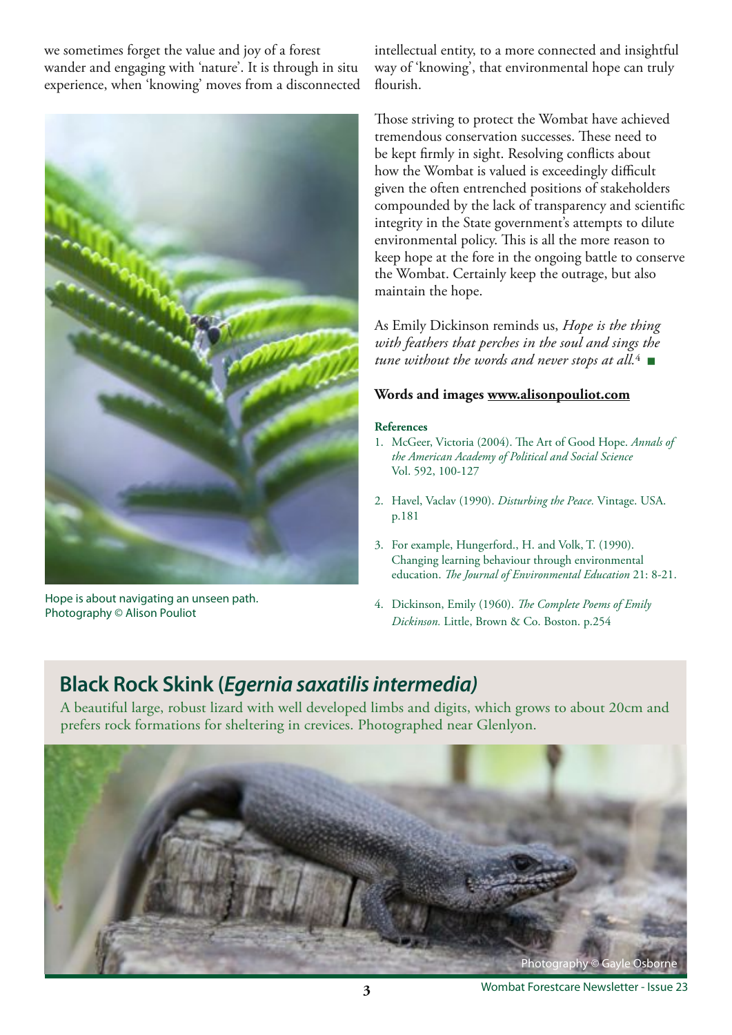we sometimes forget the value and joy of a forest wander and engaging with 'nature'. It is through in situ experience, when 'knowing' moves from a disconnected intellectual entity, to a more connected and insightful way of 'knowing', that environmental hope can truly flourish.

Hope is about navigating an unseen path.
Photography © Alison Pouliot

Those striving to protect the Wombat have achieved tremendous conservation successes. These need to be kept firmly in sight. Resolving conflicts about how the Wombat is valued is exceedingly difficult given the often entrenched positions of stakeholders compounded by the lack of transparency and scientific integrity in the State government's attempts to dilute environmental policy. This is all the more reason to keep hope at the fore in the ongoing battle to conserve the Wombat. Certainly keep the outrage, but also maintain the hope.

As Emily Dickinson reminds us, *Hope is the thing with feathers that perches in the soul and sings the tune without the words and never stops at all.*[4] ■

**Words and images www.alisonpouliot.com**

**References**

1. McGeer, Victoria (2004). The Art of Good Hope. *Annals of the American Academy of Political and Social Science* Vol. 592, 100-127
2. Havel, Vaclav (1990). *Disturbing the Peace.* Vintage. USA. p.181
3. For example, Hungerford., H. and Volk, T. (1990). Changing learning behaviour through environmental education. *The Journal of Environmental Education* 21: 8-21.
4. Dickinson, Emily (1960). *The Complete Poems of Emily Dickinson.* Little, Brown & Co. Boston. p.254

## Black Rock Skink (*Egernia saxatilis intermedia)*

A beautiful large, robust lizard with well developed limbs and digits, which grows to about 20cm and prefers rock formations for sheltering in crevices. Photographed near Glenlyon.

Photography © Gayle Osborne